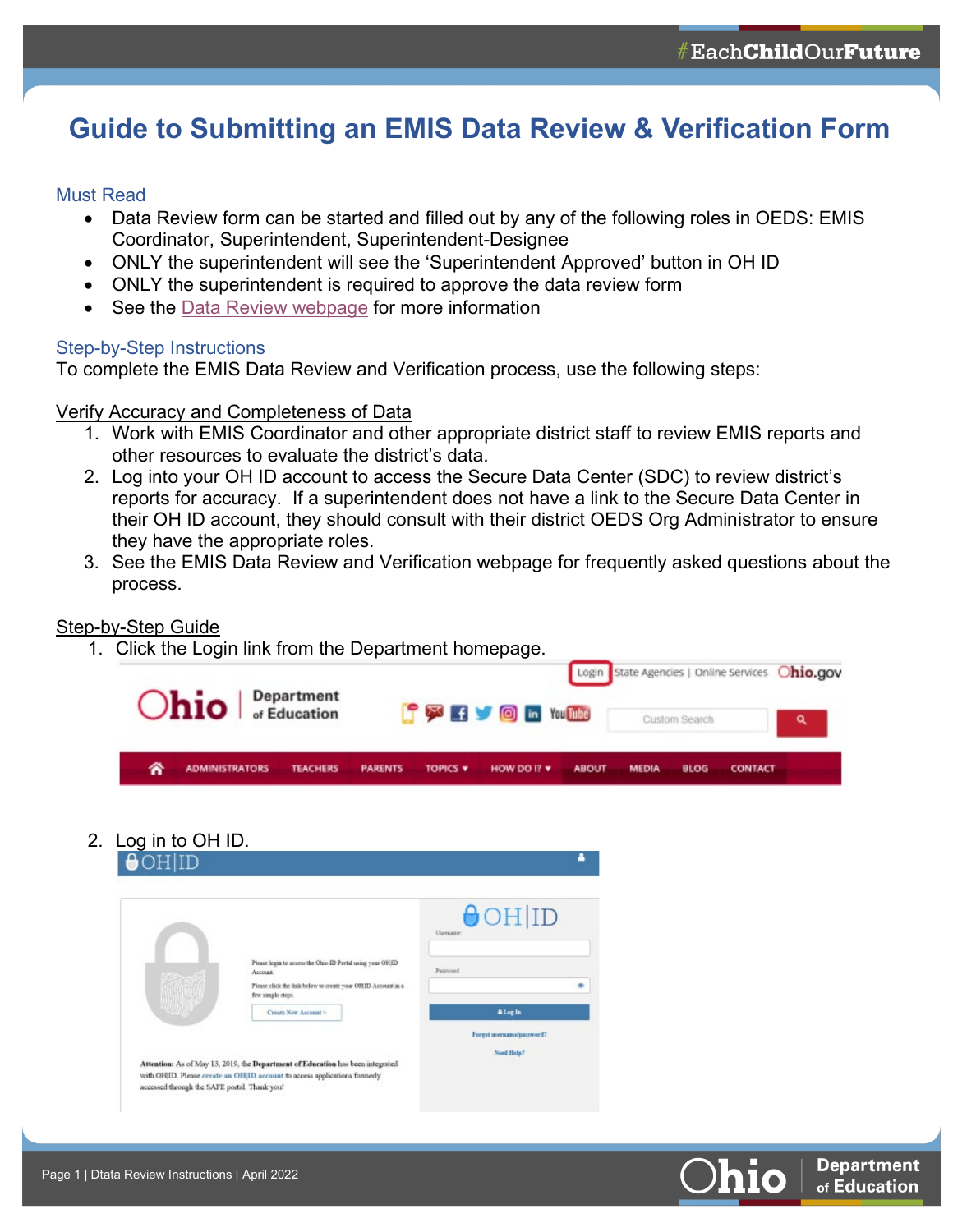# Guide to Submitting an EMIS Data Review & Verification Form

## Must Read

- Data Review form can be started and filled out by any of the following roles in OEDS: EMIS Coordinator, Superintendent, Superintendent-Designee
- ONLY the superintendent will see the 'Superintendent Approved' button in OH ID
- ONLY the superintendent is required to approve the data review form
- See the Data Review webpage for more information

## Step-by-Step Instructions

To complete the EMIS Data Review and Verification process, use the following steps:

### Verify Accuracy and Completeness of Data

1. Work with EMIS Coordinator and other appropriate district staff to review EMIS reports and other resources to evaluate the district's data.
2. Log into your OH ID account to access the Secure Data Center (SDC) to review district's reports for accuracy. If a superintendent does not have a link to the Secure Data Center in their OH ID account, they should consult with their district OEDS Org Administrator to ensure they have the appropriate roles.
3. See the EMIS Data Review and Verification webpage for frequently asked questions about the process.

### Step-by-Step Guide

1. Click the Login link from the Department homepage.
2. Log in to OH ID.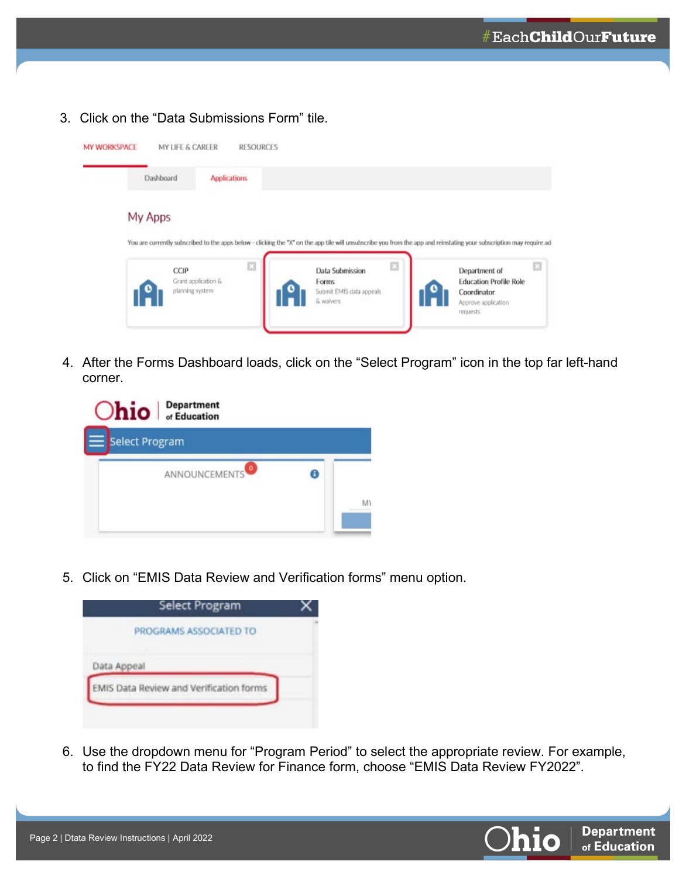3. Click on the "Data Submissions Form" tile.

4. After the Forms Dashboard loads, click on the "Select Program" icon in the top far left-hand corner.

5. Click on "EMIS Data Review and Verification forms" menu option.

6. Use the dropdown menu for "Program Period" to select the appropriate review. For example, to find the FY22 Data Review for Finance form, choose "EMIS Data Review FY2022".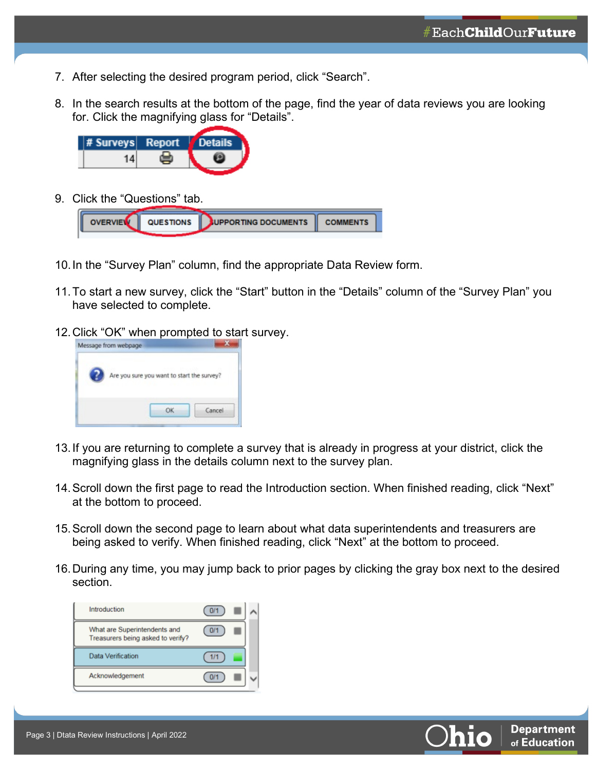7. After selecting the desired program period, click “Search”.

8. In the search results at the bottom of the page, find the year of data reviews you are looking for. Click the magnifying glass for “Details”.

| # Surveys | Report | Details |
|---|---|---|
| 14 | | |

9. Click the “Questions” tab.

OVERVIEW | QUESTIONS | SUPPORTING DOCUMENTS | COMMENTS

10. In the “Survey Plan” column, find the appropriate Data Review form.

11. To start a new survey, click the “Start” button in the “Details” column of the “Survey Plan” you have selected to complete.

12. Click “OK” when prompted to start survey.

Message from webpage

Are you sure you want to start the survey?

OK | Cancel

13. If you are returning to complete a survey that is already in progress at your district, click the magnifying glass in the details column next to the survey plan.

14. Scroll down the first page to read the Introduction section. When finished reading, click “Next” at the bottom to proceed.

15. Scroll down the second page to learn about what data superintendents and treasurers are being asked to verify. When finished reading, click “Next” at the bottom to proceed.

16. During any time, you may jump back to prior pages by clicking the gray box next to the desired section.

| Section | Progress |
|---|---|
| Introduction | 0/1 |
| What are Superintendents and Treasurers being asked to verify? | 0/1 |
| Data Verification | 1/1 |
| Acknowledgement | 0/1 |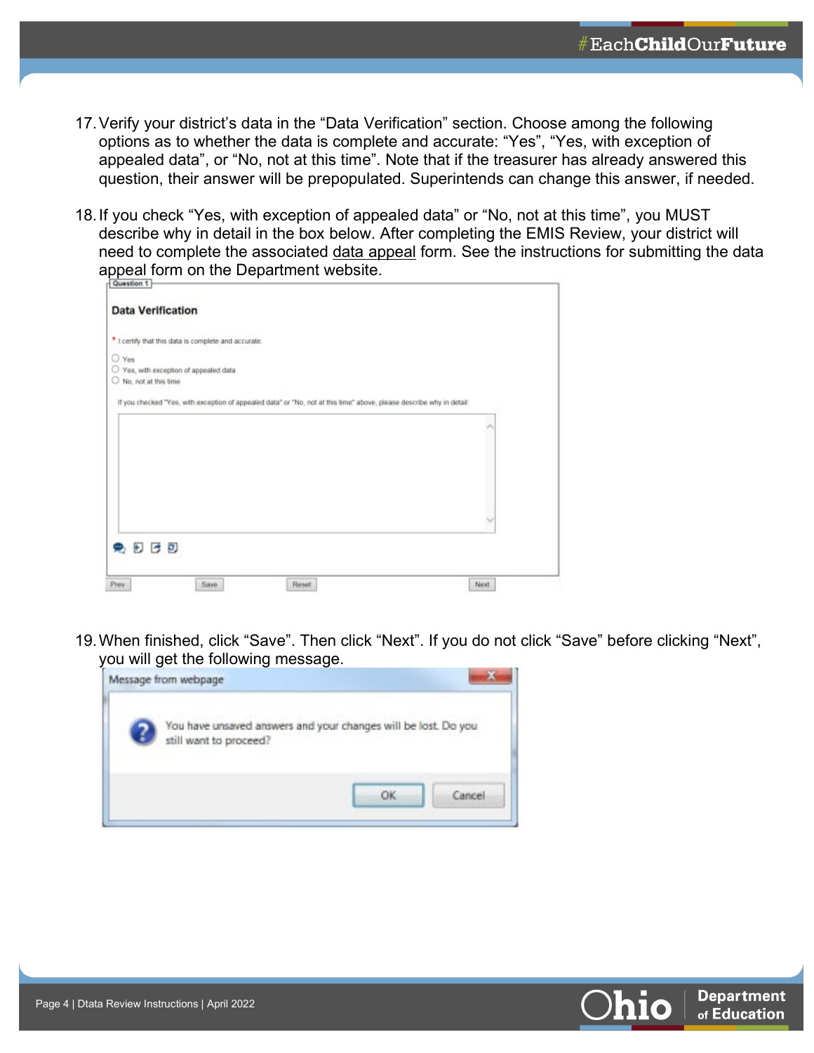17. Verify your district's data in the "Data Verification" section. Choose among the following options as to whether the data is complete and accurate: "Yes", "Yes, with exception of appealed data", or "No, not at this time". Note that if the treasurer has already answered this question, their answer will be prepopulated. Superintends can change this answer, if needed.

18. If you check "Yes, with exception of appealed data" or "No, not at this time", you MUST describe why in detail in the box below. After completing the EMIS Review, your district will need to complete the associated data appeal form. See the instructions for submitting the data appeal form on the Department website.

19. When finished, click "Save". Then click "Next". If you do not click "Save" before clicking "Next", you will get the following message.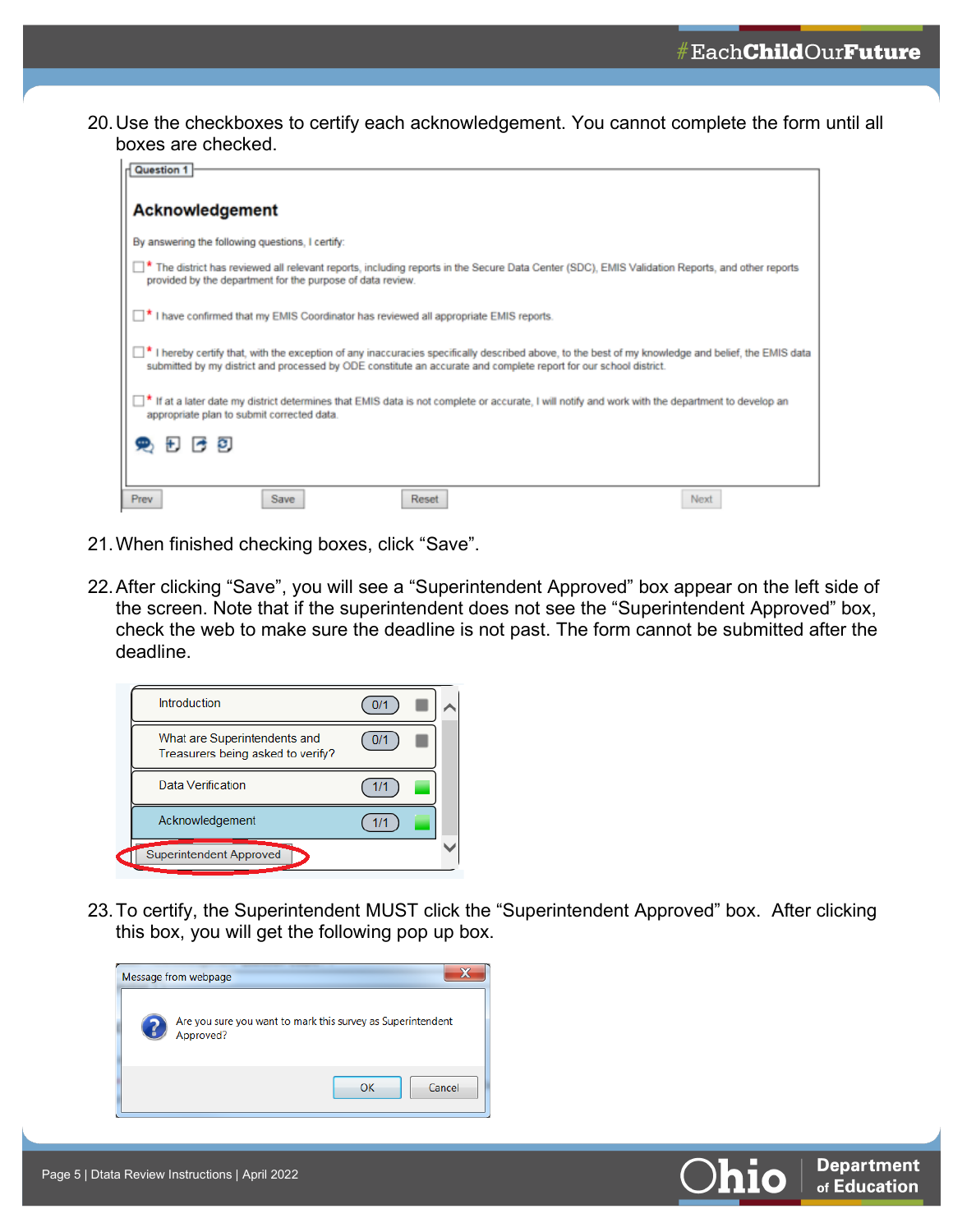20. Use the checkboxes to certify each acknowledgement. You cannot complete the form until all boxes are checked.

Question 1

**Acknowledgement**

By answering the following questions, I certify:

- ☐ * The district has reviewed all relevant reports, including reports in the Secure Data Center (SDC), EMIS Validation Reports, and other reports provided by the department for the purpose of data review.
- ☐ * I have confirmed that my EMIS Coordinator has reviewed all appropriate EMIS reports.
- ☐ * I hereby certify that, with the exception of any inaccuracies specifically described above, to the best of my knowledge and belief, the EMIS data submitted by my district and processed by ODE constitute an accurate and complete report for our school district.
- ☐ * If at a later date my district determines that EMIS data is not complete or accurate, I will notify and work with the department to develop an appropriate plan to submit corrected data.

Prev | Save | Reset | Next

21. When finished checking boxes, click "Save".

22. After clicking "Save", you will see a "Superintendent Approved" box appear on the left side of the screen. Note that if the superintendent does not see the "Superintendent Approved" box, check the web to make sure the deadline is not past. The form cannot be submitted after the deadline.

| Section | Progress |
| --- | --- |
| Introduction | 0/1 |
| What are Superintendents and Treasurers being asked to verify? | 0/1 |
| Data Verification | 1/1 |
| Acknowledgement | 1/1 |

Superintendent Approved

23. To certify, the Superintendent MUST click the "Superintendent Approved" box. After clicking this box, you will get the following pop up box.

Message from webpage

Are you sure you want to mark this survey as Superintendent Approved?

OK | Cancel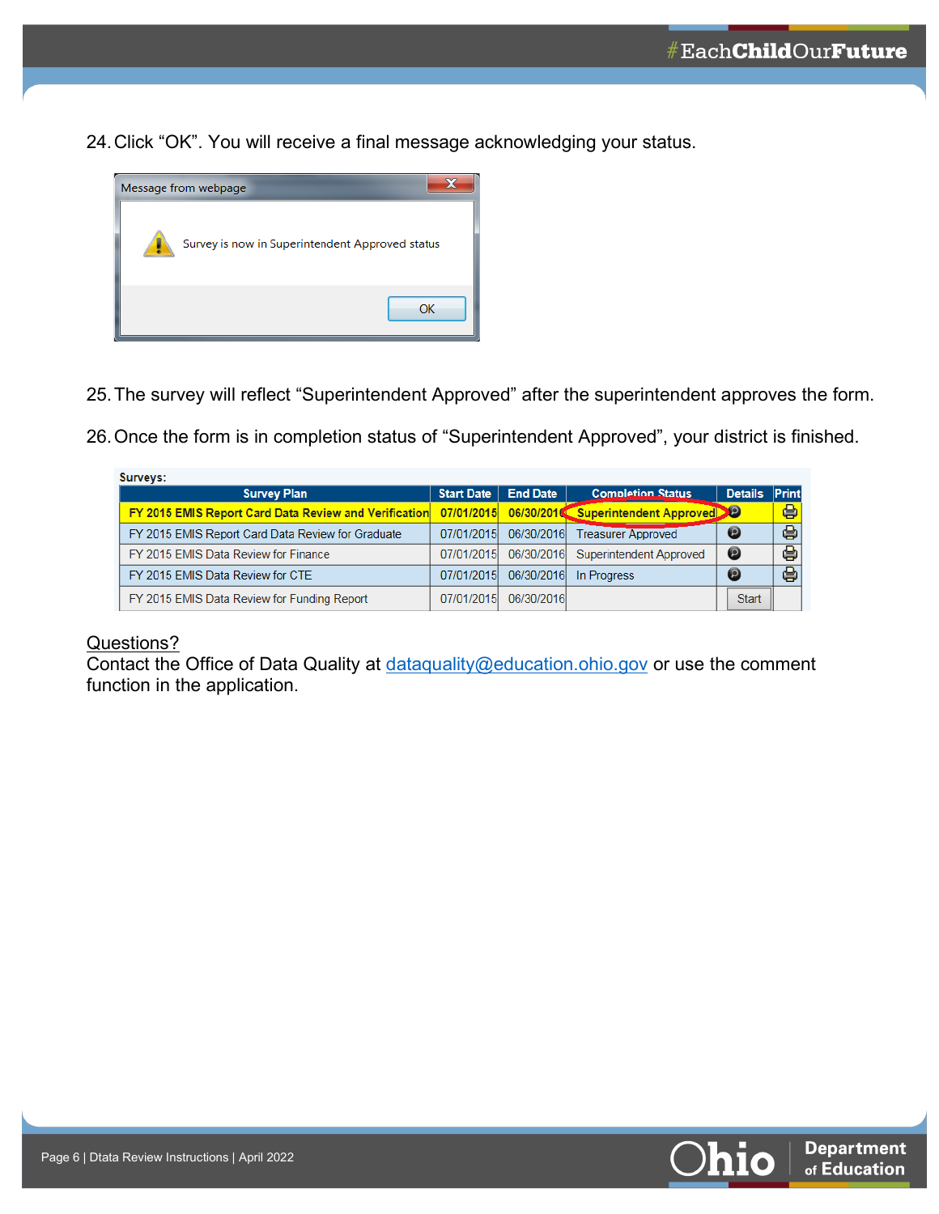24. Click “OK”. You will receive a final message acknowledging your status.

Message from webpage

Survey is now in Superintendent Approved status

OK

25. The survey will reflect “Superintendent Approved” after the superintendent approves the form.

26. Once the form is in completion status of “Superintendent Approved”, your district is finished.

Surveys:

| Survey Plan | Start Date | End Date | Completion Status | Details | Print |
|---|---|---|---|---|---|
| FY 2015 EMIS Report Card Data Review and Verification | 07/01/2015 | 06/30/2016 | Superintendent Approved | | |
| FY 2015 EMIS Report Card Data Review for Graduate | 07/01/2015 | 06/30/2016 | Treasurer Approved | | |
| FY 2015 EMIS Data Review for Finance | 07/01/2015 | 06/30/2016 | Superintendent Approved | | |
| FY 2015 EMIS Data Review for CTE | 07/01/2015 | 06/30/2016 | In Progress | | |
| FY 2015 EMIS Data Review for Funding Report | 07/01/2015 | 06/30/2016 | | Start | |

Questions?
Contact the Office of Data Quality at dataquality@education.ohio.gov or use the comment function in the application.